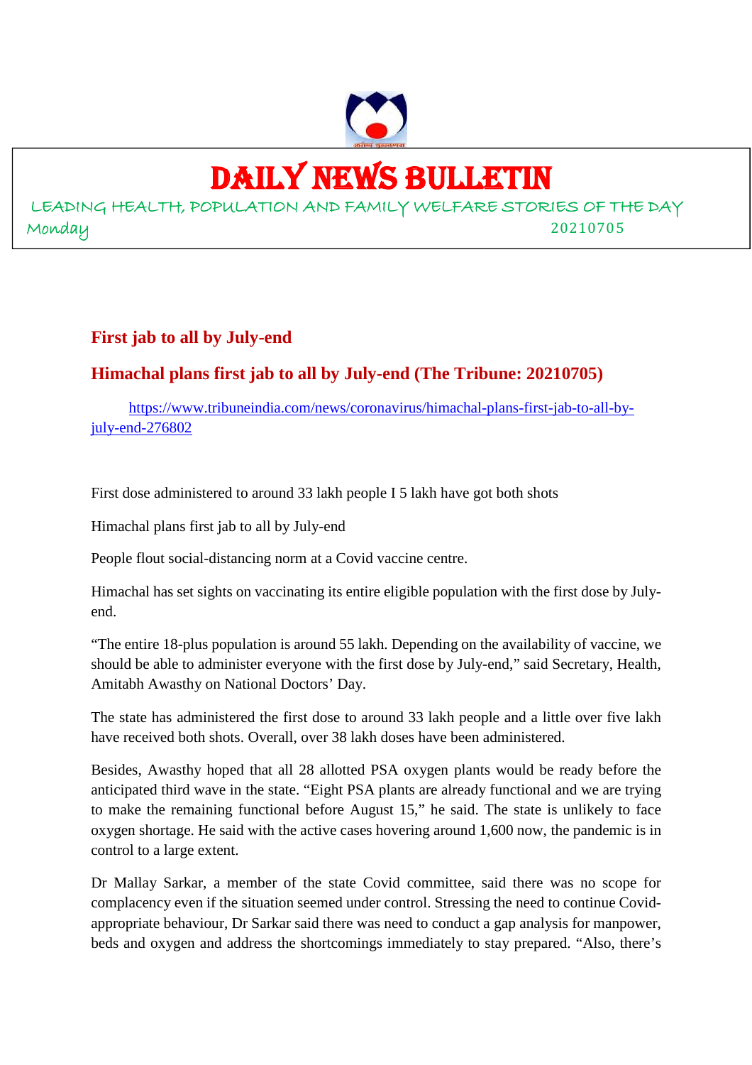# DAILY NEWS BULLETIN

LEADING HEALTH, POPULATION AND FAMILY WELFARE STORIES OF THE DAY

Monday 20210705

## First jab to all by July-end

## Himachal plans first jab to all by July-end (The Tribune: 20210705)

https://www.tribuneindia.com/news/coronavirus/himachal-plans-first-jab-to-all-by-july-end-276802

First dose administered to around 33 lakh people I 5 lakh have got both shots

Himachal plans first jab to all by July-end

People flout social-distancing norm at a Covid vaccine centre.

Himachal has set sights on vaccinating its entire eligible population with the first dose by July-end.

"The entire 18-plus population is around 55 lakh. Depending on the availability of vaccine, we should be able to administer everyone with the first dose by July-end," said Secretary, Health, Amitabh Awasthy on National Doctors' Day.

The state has administered the first dose to around 33 lakh people and a little over five lakh have received both shots. Overall, over 38 lakh doses have been administered.

Besides, Awasthy hoped that all 28 allotted PSA oxygen plants would be ready before the anticipated third wave in the state. "Eight PSA plants are already functional and we are trying to make the remaining functional before August 15," he said. The state is unlikely to face oxygen shortage. He said with the active cases hovering around 1,600 now, the pandemic is in control to a large extent.

Dr Mallay Sarkar, a member of the state Covid committee, said there was no scope for complacency even if the situation seemed under control. Stressing the need to continue Covid-appropriate behaviour, Dr Sarkar said there was need to conduct a gap analysis for manpower, beds and oxygen and address the shortcomings immediately to stay prepared. "Also, there's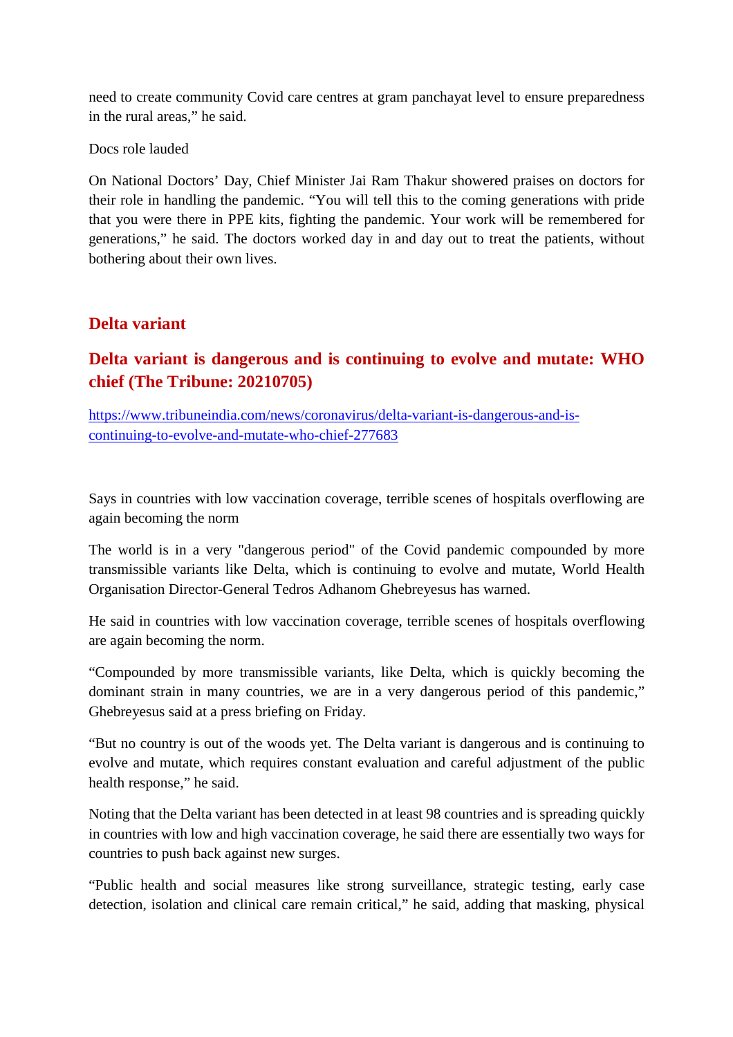need to create community Covid care centres at gram panchayat level to ensure preparedness in the rural areas," he said.

Docs role lauded

On National Doctors' Day, Chief Minister Jai Ram Thakur showered praises on doctors for their role in handling the pandemic. "You will tell this to the coming generations with pride that you were there in PPE kits, fighting the pandemic. Your work will be remembered for generations," he said. The doctors worked day in and day out to treat the patients, without bothering about their own lives.

## Delta variant

## Delta variant is dangerous and is continuing to evolve and mutate: WHO chief (The Tribune: 20210705)

https://www.tribuneindia.com/news/coronavirus/delta-variant-is-dangerous-and-is-continuing-to-evolve-and-mutate-who-chief-277683

Says in countries with low vaccination coverage, terrible scenes of hospitals overflowing are again becoming the norm

The world is in a very "dangerous period" of the Covid pandemic compounded by more transmissible variants like Delta, which is continuing to evolve and mutate, World Health Organisation Director-General Tedros Adhanom Ghebreyesus has warned.

He said in countries with low vaccination coverage, terrible scenes of hospitals overflowing are again becoming the norm.

"Compounded by more transmissible variants, like Delta, which is quickly becoming the dominant strain in many countries, we are in a very dangerous period of this pandemic," Ghebreyesus said at a press briefing on Friday.

"But no country is out of the woods yet. The Delta variant is dangerous and is continuing to evolve and mutate, which requires constant evaluation and careful adjustment of the public health response," he said.

Noting that the Delta variant has been detected in at least 98 countries and is spreading quickly in countries with low and high vaccination coverage, he said there are essentially two ways for countries to push back against new surges.

"Public health and social measures like strong surveillance, strategic testing, early case detection, isolation and clinical care remain critical," he said, adding that masking, physical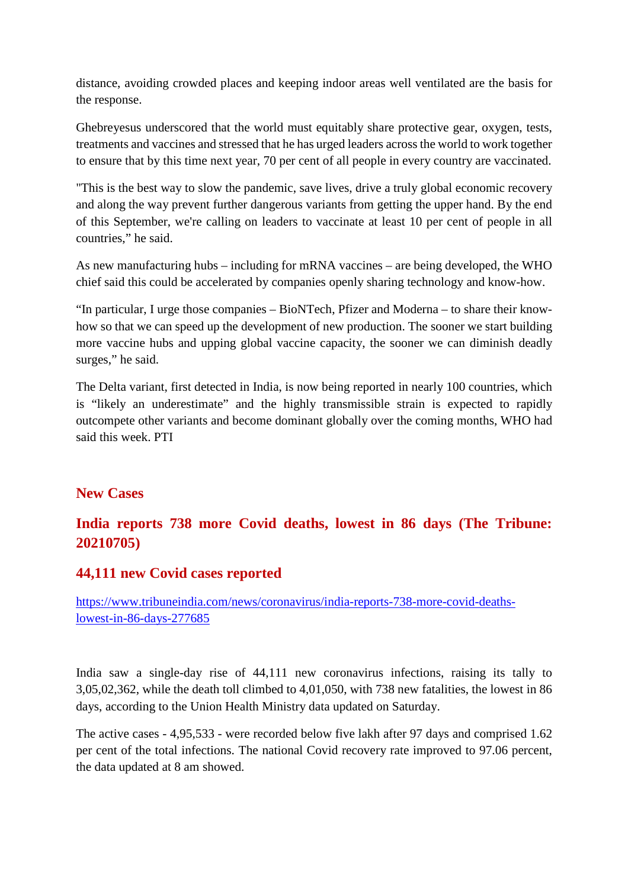distance, avoiding crowded places and keeping indoor areas well ventilated are the basis for the response.

Ghebreyesus underscored that the world must equitably share protective gear, oxygen, tests, treatments and vaccines and stressed that he has urged leaders across the world to work together to ensure that by this time next year, 70 per cent of all people in every country are vaccinated.

"This is the best way to slow the pandemic, save lives, drive a truly global economic recovery and along the way prevent further dangerous variants from getting the upper hand. By the end of this September, we're calling on leaders to vaccinate at least 10 per cent of people in all countries," he said.

As new manufacturing hubs – including for mRNA vaccines – are being developed, the WHO chief said this could be accelerated by companies openly sharing technology and know-how.

"In particular, I urge those companies – BioNTech, Pfizer and Moderna – to share their know-how so that we can speed up the development of new production. The sooner we start building more vaccine hubs and upping global vaccine capacity, the sooner we can diminish deadly surges," he said.

The Delta variant, first detected in India, is now being reported in nearly 100 countries, which is "likely an underestimate" and the highly transmissible strain is expected to rapidly outcompete other variants and become dominant globally over the coming months, WHO had said this week. PTI

## New Cases

## India reports 738 more Covid deaths, lowest in 86 days (The Tribune: 20210705)

### 44,111 new Covid cases reported

https://www.tribuneindia.com/news/coronavirus/india-reports-738-more-covid-deaths-lowest-in-86-days-277685

India saw a single-day rise of 44,111 new coronavirus infections, raising its tally to 3,05,02,362, while the death toll climbed to 4,01,050, with 738 new fatalities, the lowest in 86 days, according to the Union Health Ministry data updated on Saturday.

The active cases - 4,95,533 - were recorded below five lakh after 97 days and comprised 1.62 per cent of the total infections. The national Covid recovery rate improved to 97.06 percent, the data updated at 8 am showed.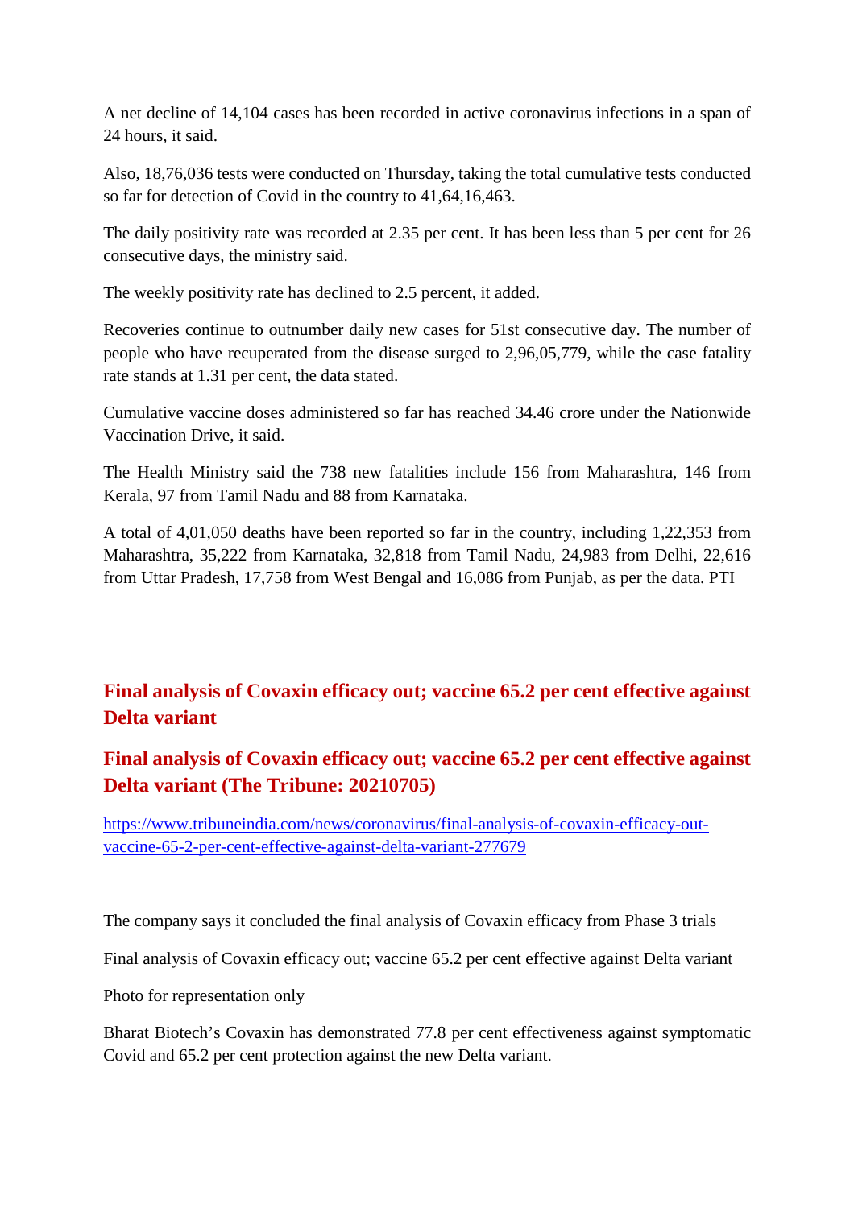A net decline of 14,104 cases has been recorded in active coronavirus infections in a span of 24 hours, it said.

Also, 18,76,036 tests were conducted on Thursday, taking the total cumulative tests conducted so far for detection of Covid in the country to 41,64,16,463.

The daily positivity rate was recorded at 2.35 per cent. It has been less than 5 per cent for 26 consecutive days, the ministry said.

The weekly positivity rate has declined to 2.5 percent, it added.

Recoveries continue to outnumber daily new cases for 51st consecutive day. The number of people who have recuperated from the disease surged to 2,96,05,779, while the case fatality rate stands at 1.31 per cent, the data stated.

Cumulative vaccine doses administered so far has reached 34.46 crore under the Nationwide Vaccination Drive, it said.

The Health Ministry said the 738 new fatalities include 156 from Maharashtra, 146 from Kerala, 97 from Tamil Nadu and 88 from Karnataka.

A total of 4,01,050 deaths have been reported so far in the country, including 1,22,353 from Maharashtra, 35,222 from Karnataka, 32,818 from Tamil Nadu, 24,983 from Delhi, 22,616 from Uttar Pradesh, 17,758 from West Bengal and 16,086 from Punjab, as per the data. PTI

## Final analysis of Covaxin efficacy out; vaccine 65.2 per cent effective against Delta variant

## Final analysis of Covaxin efficacy out; vaccine 65.2 per cent effective against Delta variant (The Tribune: 20210705)

https://www.tribuneindia.com/news/coronavirus/final-analysis-of-covaxin-efficacy-out-vaccine-65-2-per-cent-effective-against-delta-variant-277679

The company says it concluded the final analysis of Covaxin efficacy from Phase 3 trials

Final analysis of Covaxin efficacy out; vaccine 65.2 per cent effective against Delta variant

Photo for representation only

Bharat Biotech's Covaxin has demonstrated 77.8 per cent effectiveness against symptomatic Covid and 65.2 per cent protection against the new Delta variant.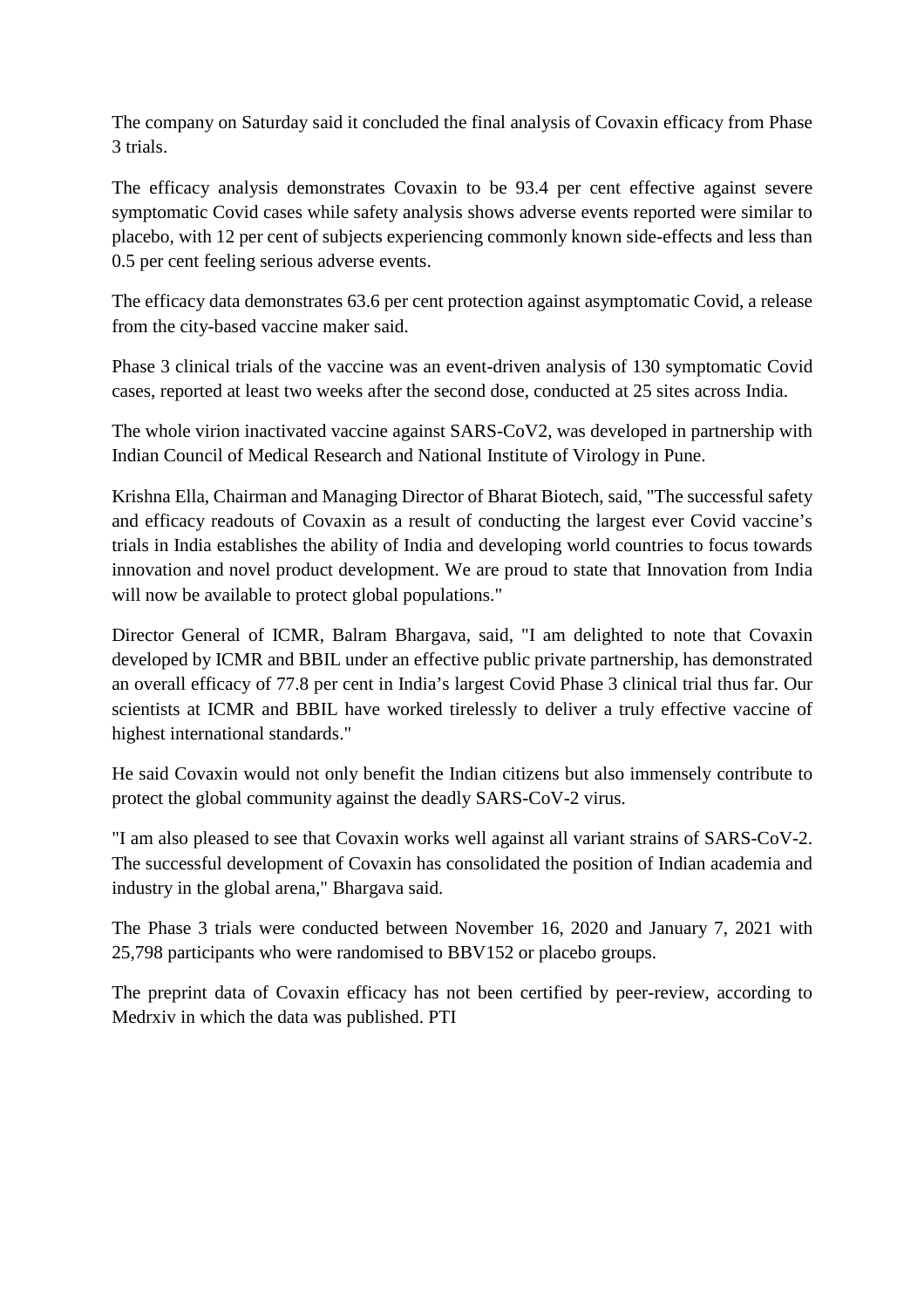The company on Saturday said it concluded the final analysis of Covaxin efficacy from Phase 3 trials.

The efficacy analysis demonstrates Covaxin to be 93.4 per cent effective against severe symptomatic Covid cases while safety analysis shows adverse events reported were similar to placebo, with 12 per cent of subjects experiencing commonly known side-effects and less than 0.5 per cent feeling serious adverse events.

The efficacy data demonstrates 63.6 per cent protection against asymptomatic Covid, a release from the city-based vaccine maker said.

Phase 3 clinical trials of the vaccine was an event-driven analysis of 130 symptomatic Covid cases, reported at least two weeks after the second dose, conducted at 25 sites across India.

The whole virion inactivated vaccine against SARS-CoV2, was developed in partnership with Indian Council of Medical Research and National Institute of Virology in Pune.

Krishna Ella, Chairman and Managing Director of Bharat Biotech, said, "The successful safety and efficacy readouts of Covaxin as a result of conducting the largest ever Covid vaccine's trials in India establishes the ability of India and developing world countries to focus towards innovation and novel product development. We are proud to state that Innovation from India will now be available to protect global populations."

Director General of ICMR, Balram Bhargava, said, "I am delighted to note that Covaxin developed by ICMR and BBIL under an effective public private partnership, has demonstrated an overall efficacy of 77.8 per cent in India's largest Covid Phase 3 clinical trial thus far. Our scientists at ICMR and BBIL have worked tirelessly to deliver a truly effective vaccine of highest international standards."

He said Covaxin would not only benefit the Indian citizens but also immensely contribute to protect the global community against the deadly SARS-CoV-2 virus.

"I am also pleased to see that Covaxin works well against all variant strains of SARS-CoV-2. The successful development of Covaxin has consolidated the position of Indian academia and industry in the global arena," Bhargava said.

The Phase 3 trials were conducted between November 16, 2020 and January 7, 2021 with 25,798 participants who were randomised to BBV152 or placebo groups.

The preprint data of Covaxin efficacy has not been certified by peer-review, according to Medrxiv in which the data was published. PTI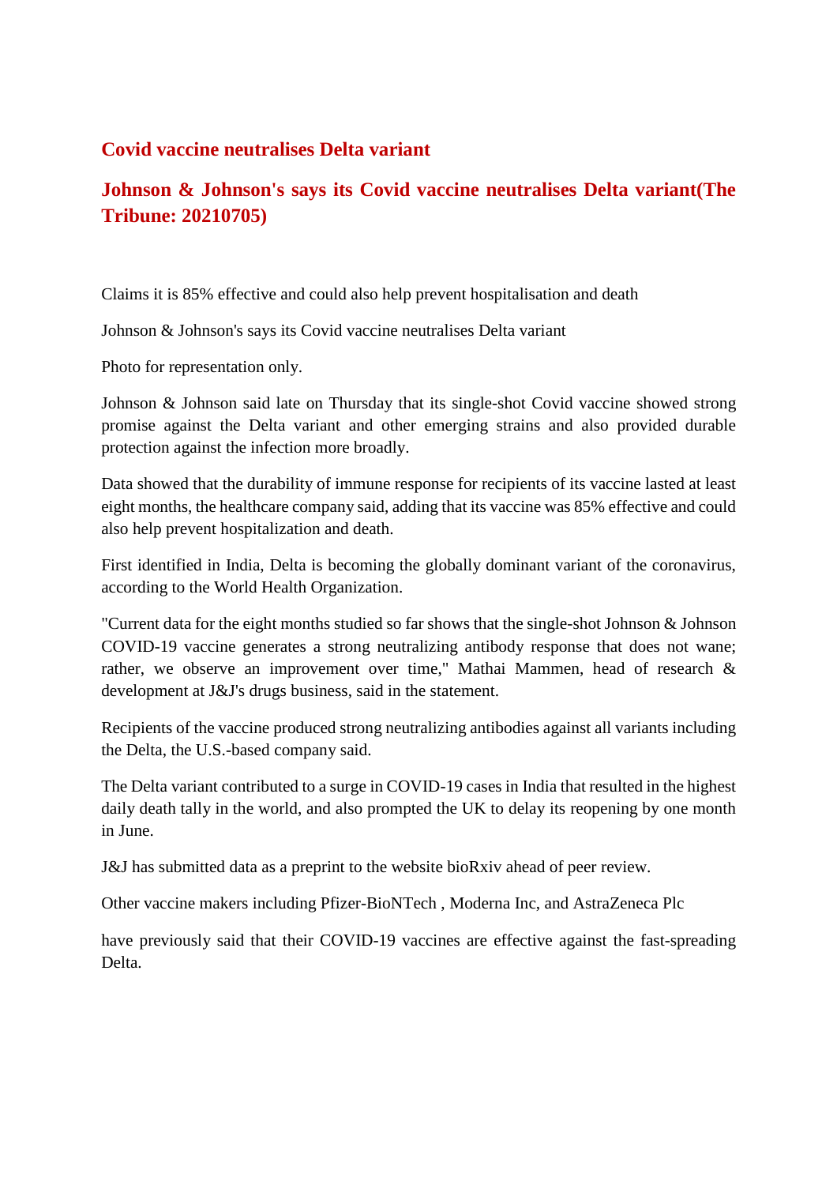## Covid vaccine neutralises Delta variant

## Johnson & Johnson's says its Covid vaccine neutralises Delta variant(The Tribune: 20210705)

Claims it is 85% effective and could also help prevent hospitalisation and death

Johnson & Johnson's says its Covid vaccine neutralises Delta variant

Photo for representation only.

Johnson & Johnson said late on Thursday that its single-shot Covid vaccine showed strong promise against the Delta variant and other emerging strains and also provided durable protection against the infection more broadly.

Data showed that the durability of immune response for recipients of its vaccine lasted at least eight months, the healthcare company said, adding that its vaccine was 85% effective and could also help prevent hospitalization and death.

First identified in India, Delta is becoming the globally dominant variant of the coronavirus, according to the World Health Organization.

"Current data for the eight months studied so far shows that the single-shot Johnson & Johnson COVID-19 vaccine generates a strong neutralizing antibody response that does not wane; rather, we observe an improvement over time," Mathai Mammen, head of research & development at J&J's drugs business, said in the statement.

Recipients of the vaccine produced strong neutralizing antibodies against all variants including the Delta, the U.S.-based company said.

The Delta variant contributed to a surge in COVID-19 cases in India that resulted in the highest daily death tally in the world, and also prompted the UK to delay its reopening by one month in June.

J&J has submitted data as a preprint to the website bioRxiv ahead of peer review.

Other vaccine makers including Pfizer-BioNTech , Moderna Inc, and AstraZeneca Plc

have previously said that their COVID-19 vaccines are effective against the fast-spreading Delta.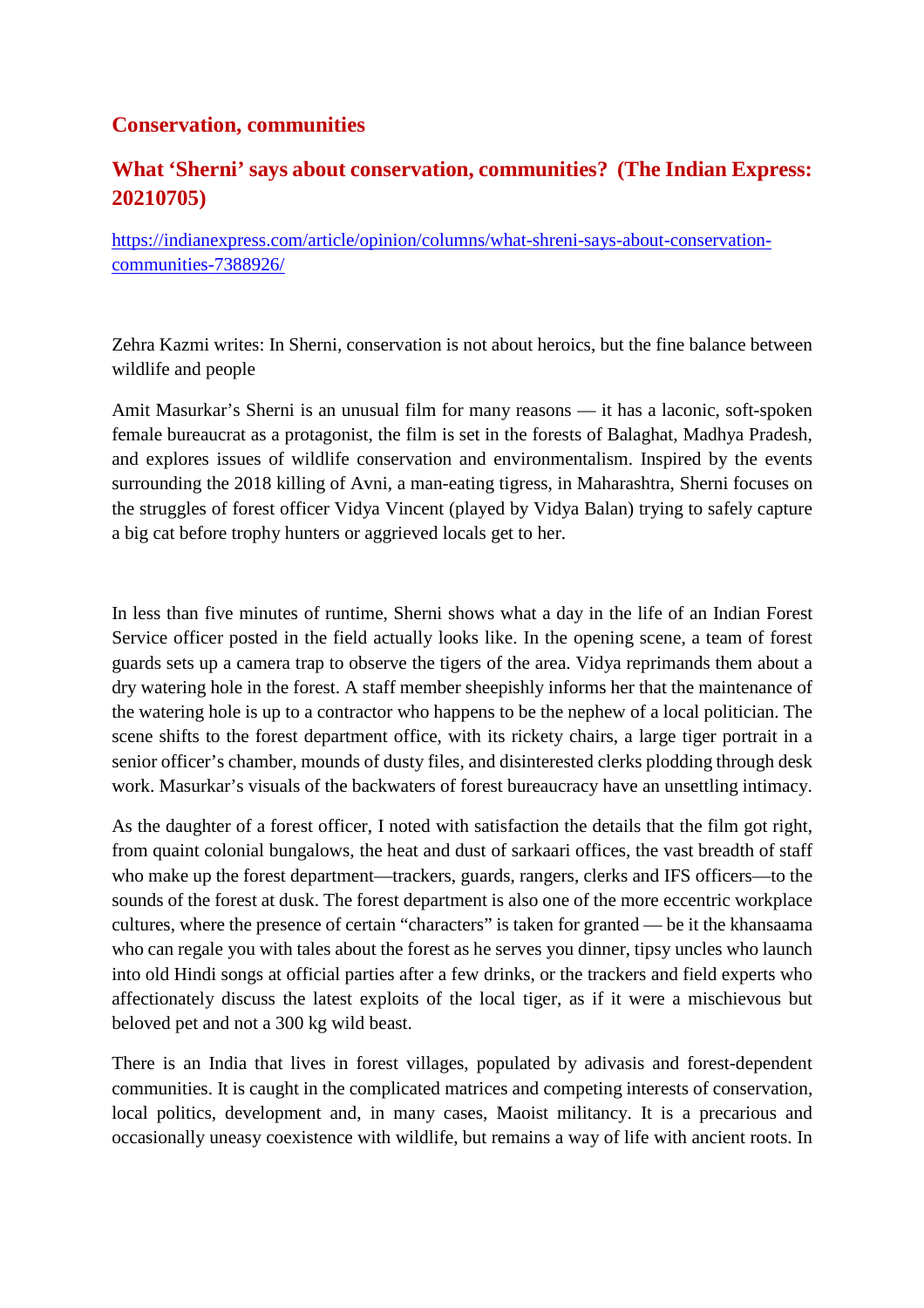## Conservation, communities

## What 'Sherni' says about conservation, communities? (The Indian Express: 20210705)

[https://indianexpress.com/article/opinion/columns/what-shreni-says-about-conservation-communities-7388926/](https://indianexpress.com/article/opinion/columns/what-shreni-says-about-conservation-communities-7388926/)

Zehra Kazmi writes: In Sherni, conservation is not about heroics, but the fine balance between wildlife and people

Amit Masurkar's Sherni is an unusual film for many reasons — it has a laconic, soft-spoken female bureaucrat as a protagonist, the film is set in the forests of Balaghat, Madhya Pradesh, and explores issues of wildlife conservation and environmentalism. Inspired by the events surrounding the 2018 killing of Avni, a man-eating tigress, in Maharashtra, Sherni focuses on the struggles of forest officer Vidya Vincent (played by Vidya Balan) trying to safely capture a big cat before trophy hunters or aggrieved locals get to her.

In less than five minutes of runtime, Sherni shows what a day in the life of an Indian Forest Service officer posted in the field actually looks like. In the opening scene, a team of forest guards sets up a camera trap to observe the tigers of the area. Vidya reprimands them about a dry watering hole in the forest. A staff member sheepishly informs her that the maintenance of the watering hole is up to a contractor who happens to be the nephew of a local politician. The scene shifts to the forest department office, with its rickety chairs, a large tiger portrait in a senior officer's chamber, mounds of dusty files, and disinterested clerks plodding through desk work. Masurkar's visuals of the backwaters of forest bureaucracy have an unsettling intimacy.

As the daughter of a forest officer, I noted with satisfaction the details that the film got right, from quaint colonial bungalows, the heat and dust of sarkaari offices, the vast breadth of staff who make up the forest department—trackers, guards, rangers, clerks and IFS officers—to the sounds of the forest at dusk. The forest department is also one of the more eccentric workplace cultures, where the presence of certain "characters" is taken for granted — be it the khansaama who can regale you with tales about the forest as he serves you dinner, tipsy uncles who launch into old Hindi songs at official parties after a few drinks, or the trackers and field experts who affectionately discuss the latest exploits of the local tiger, as if it were a mischievous but beloved pet and not a 300 kg wild beast.

There is an India that lives in forest villages, populated by adivasis and forest-dependent communities. It is caught in the complicated matrices and competing interests of conservation, local politics, development and, in many cases, Maoist militancy. It is a precarious and occasionally uneasy coexistence with wildlife, but remains a way of life with ancient roots. In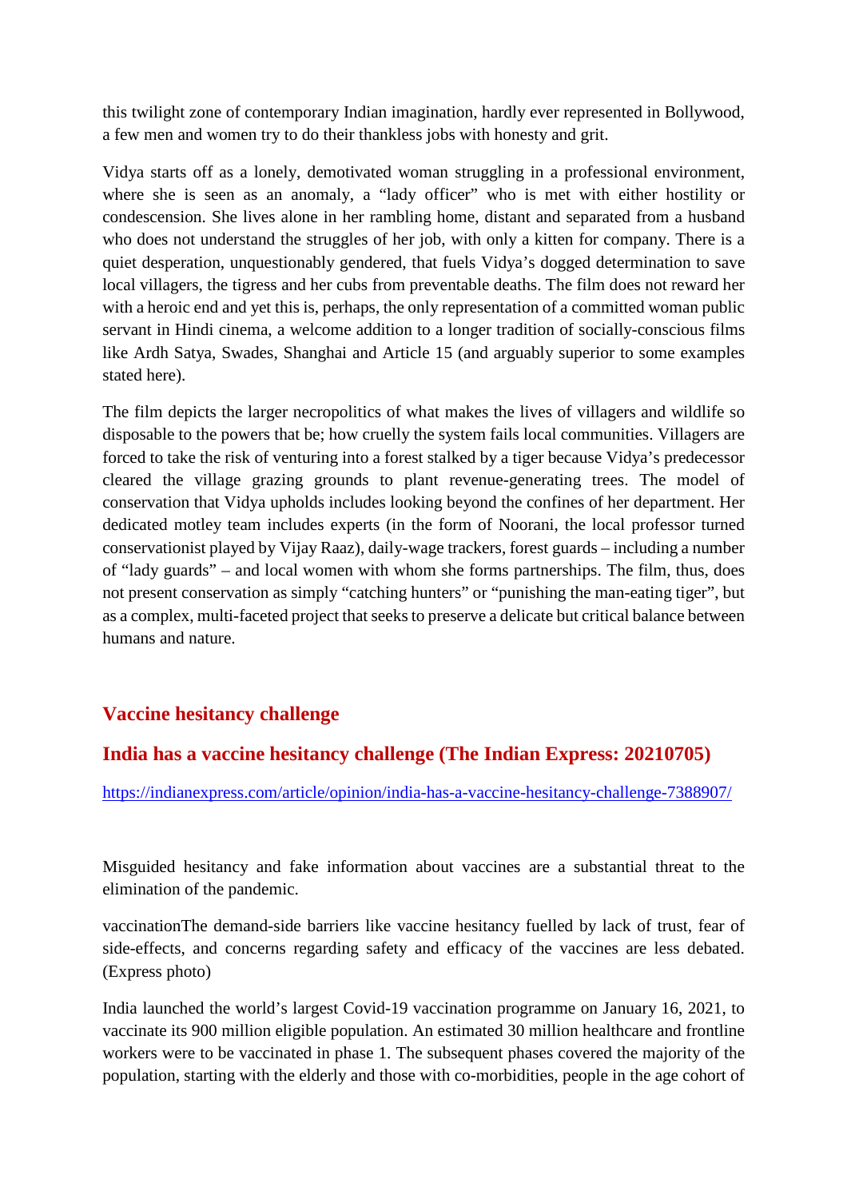this twilight zone of contemporary Indian imagination, hardly ever represented in Bollywood, a few men and women try to do their thankless jobs with honesty and grit.

Vidya starts off as a lonely, demotivated woman struggling in a professional environment, where she is seen as an anomaly, a "lady officer" who is met with either hostility or condescension. She lives alone in her rambling home, distant and separated from a husband who does not understand the struggles of her job, with only a kitten for company. There is a quiet desperation, unquestionably gendered, that fuels Vidya's dogged determination to save local villagers, the tigress and her cubs from preventable deaths. The film does not reward her with a heroic end and yet this is, perhaps, the only representation of a committed woman public servant in Hindi cinema, a welcome addition to a longer tradition of socially-conscious films like Ardh Satya, Swades, Shanghai and Article 15 (and arguably superior to some examples stated here).

The film depicts the larger necropolitics of what makes the lives of villagers and wildlife so disposable to the powers that be; how cruelly the system fails local communities. Villagers are forced to take the risk of venturing into a forest stalked by a tiger because Vidya's predecessor cleared the village grazing grounds to plant revenue-generating trees. The model of conservation that Vidya upholds includes looking beyond the confines of her department. Her dedicated motley team includes experts (in the form of Noorani, the local professor turned conservationist played by Vijay Raaz), daily-wage trackers, forest guards – including a number of "lady guards" – and local women with whom she forms partnerships. The film, thus, does not present conservation as simply "catching hunters" or "punishing the man-eating tiger", but as a complex, multi-faceted project that seeks to preserve a delicate but critical balance between humans and nature.

## Vaccine hesitancy challenge

## India has a vaccine hesitancy challenge (The Indian Express: 20210705)

https://indianexpress.com/article/opinion/india-has-a-vaccine-hesitancy-challenge-7388907/

Misguided hesitancy and fake information about vaccines are a substantial threat to the elimination of the pandemic.

vaccinationThe demand-side barriers like vaccine hesitancy fuelled by lack of trust, fear of side-effects, and concerns regarding safety and efficacy of the vaccines are less debated. (Express photo)

India launched the world's largest Covid-19 vaccination programme on January 16, 2021, to vaccinate its 900 million eligible population. An estimated 30 million healthcare and frontline workers were to be vaccinated in phase 1. The subsequent phases covered the majority of the population, starting with the elderly and those with co-morbidities, people in the age cohort of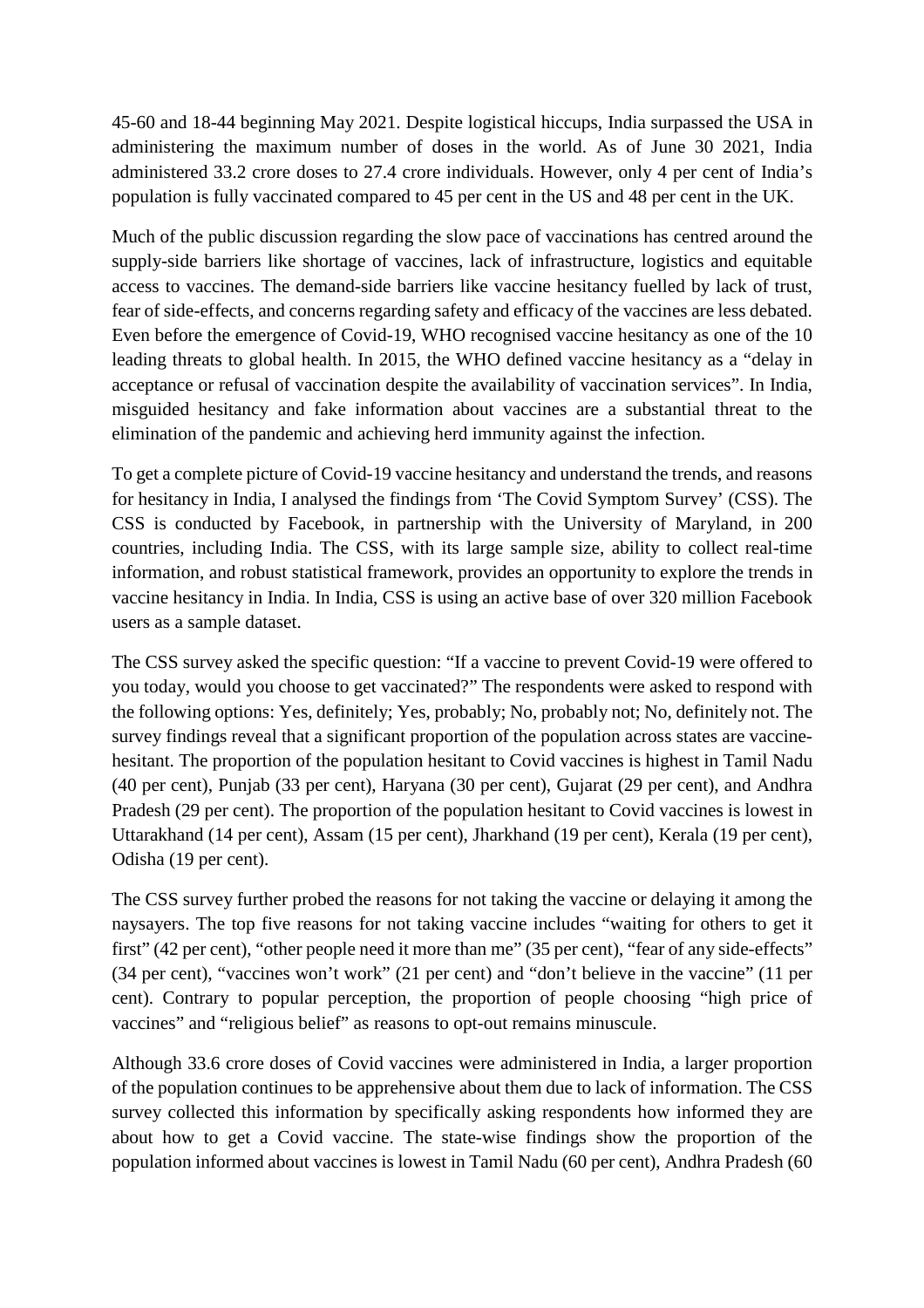45-60 and 18-44 beginning May 2021. Despite logistical hiccups, India surpassed the USA in administering the maximum number of doses in the world. As of June 30 2021, India administered 33.2 crore doses to 27.4 crore individuals. However, only 4 per cent of India's population is fully vaccinated compared to 45 per cent in the US and 48 per cent in the UK.

Much of the public discussion regarding the slow pace of vaccinations has centred around the supply-side barriers like shortage of vaccines, lack of infrastructure, logistics and equitable access to vaccines. The demand-side barriers like vaccine hesitancy fuelled by lack of trust, fear of side-effects, and concerns regarding safety and efficacy of the vaccines are less debated. Even before the emergence of Covid-19, WHO recognised vaccine hesitancy as one of the 10 leading threats to global health. In 2015, the WHO defined vaccine hesitancy as a "delay in acceptance or refusal of vaccination despite the availability of vaccination services". In India, misguided hesitancy and fake information about vaccines are a substantial threat to the elimination of the pandemic and achieving herd immunity against the infection.

To get a complete picture of Covid-19 vaccine hesitancy and understand the trends, and reasons for hesitancy in India, I analysed the findings from 'The Covid Symptom Survey' (CSS). The CSS is conducted by Facebook, in partnership with the University of Maryland, in 200 countries, including India. The CSS, with its large sample size, ability to collect real-time information, and robust statistical framework, provides an opportunity to explore the trends in vaccine hesitancy in India. In India, CSS is using an active base of over 320 million Facebook users as a sample dataset.

The CSS survey asked the specific question: "If a vaccine to prevent Covid-19 were offered to you today, would you choose to get vaccinated?" The respondents were asked to respond with the following options: Yes, definitely; Yes, probably; No, probably not; No, definitely not. The survey findings reveal that a significant proportion of the population across states are vaccine-hesitant. The proportion of the population hesitant to Covid vaccines is highest in Tamil Nadu (40 per cent), Punjab (33 per cent), Haryana (30 per cent), Gujarat (29 per cent), and Andhra Pradesh (29 per cent). The proportion of the population hesitant to Covid vaccines is lowest in Uttarakhand (14 per cent), Assam (15 per cent), Jharkhand (19 per cent), Kerala (19 per cent), Odisha (19 per cent).

The CSS survey further probed the reasons for not taking the vaccine or delaying it among the naysayers. The top five reasons for not taking vaccine includes "waiting for others to get it first" (42 per cent), "other people need it more than me" (35 per cent), "fear of any side-effects" (34 per cent), "vaccines won't work" (21 per cent) and "don't believe in the vaccine" (11 per cent). Contrary to popular perception, the proportion of people choosing "high price of vaccines" and "religious belief" as reasons to opt-out remains minuscule.

Although 33.6 crore doses of Covid vaccines were administered in India, a larger proportion of the population continues to be apprehensive about them due to lack of information. The CSS survey collected this information by specifically asking respondents how informed they are about how to get a Covid vaccine. The state-wise findings show the proportion of the population informed about vaccines is lowest in Tamil Nadu (60 per cent), Andhra Pradesh (60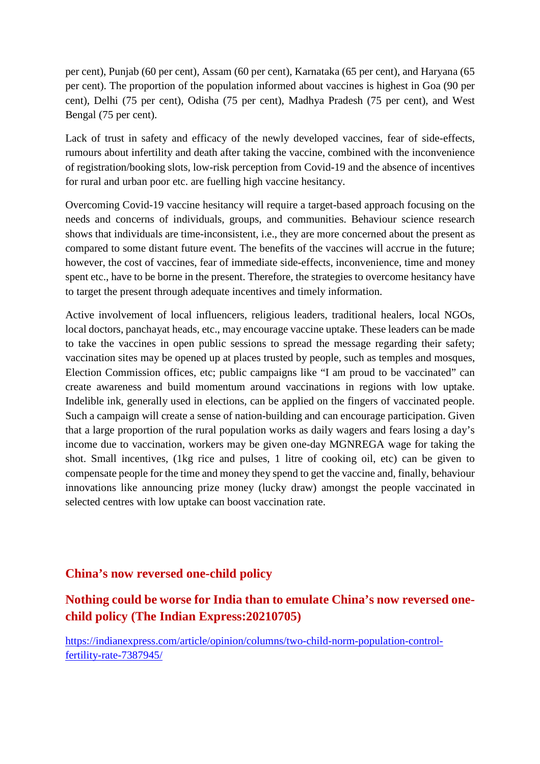per cent), Punjab (60 per cent), Assam (60 per cent), Karnataka (65 per cent), and Haryana (65 per cent). The proportion of the population informed about vaccines is highest in Goa (90 per cent), Delhi (75 per cent), Odisha (75 per cent), Madhya Pradesh (75 per cent), and West Bengal (75 per cent).

Lack of trust in safety and efficacy of the newly developed vaccines, fear of side-effects, rumours about infertility and death after taking the vaccine, combined with the inconvenience of registration/booking slots, low-risk perception from Covid-19 and the absence of incentives for rural and urban poor etc. are fuelling high vaccine hesitancy.

Overcoming Covid-19 vaccine hesitancy will require a target-based approach focusing on the needs and concerns of individuals, groups, and communities. Behaviour science research shows that individuals are time-inconsistent, i.e., they are more concerned about the present as compared to some distant future event. The benefits of the vaccines will accrue in the future; however, the cost of vaccines, fear of immediate side-effects, inconvenience, time and money spent etc., have to be borne in the present. Therefore, the strategies to overcome hesitancy have to target the present through adequate incentives and timely information.

Active involvement of local influencers, religious leaders, traditional healers, local NGOs, local doctors, panchayat heads, etc., may encourage vaccine uptake. These leaders can be made to take the vaccines in open public sessions to spread the message regarding their safety; vaccination sites may be opened up at places trusted by people, such as temples and mosques, Election Commission offices, etc; public campaigns like "I am proud to be vaccinated" can create awareness and build momentum around vaccinations in regions with low uptake. Indelible ink, generally used in elections, can be applied on the fingers of vaccinated people. Such a campaign will create a sense of nation-building and can encourage participation. Given that a large proportion of the rural population works as daily wagers and fears losing a day's income due to vaccination, workers may be given one-day MGNREGA wage for taking the shot. Small incentives, (1kg rice and pulses, 1 litre of cooking oil, etc) can be given to compensate people for the time and money they spend to get the vaccine and, finally, behaviour innovations like announcing prize money (lucky draw) amongst the people vaccinated in selected centres with low uptake can boost vaccination rate.

## China's now reversed one-child policy

## Nothing could be worse for India than to emulate China's now reversed one-child policy (The Indian Express:20210705)

https://indianexpress.com/article/opinion/columns/two-child-norm-population-control-fertility-rate-7387945/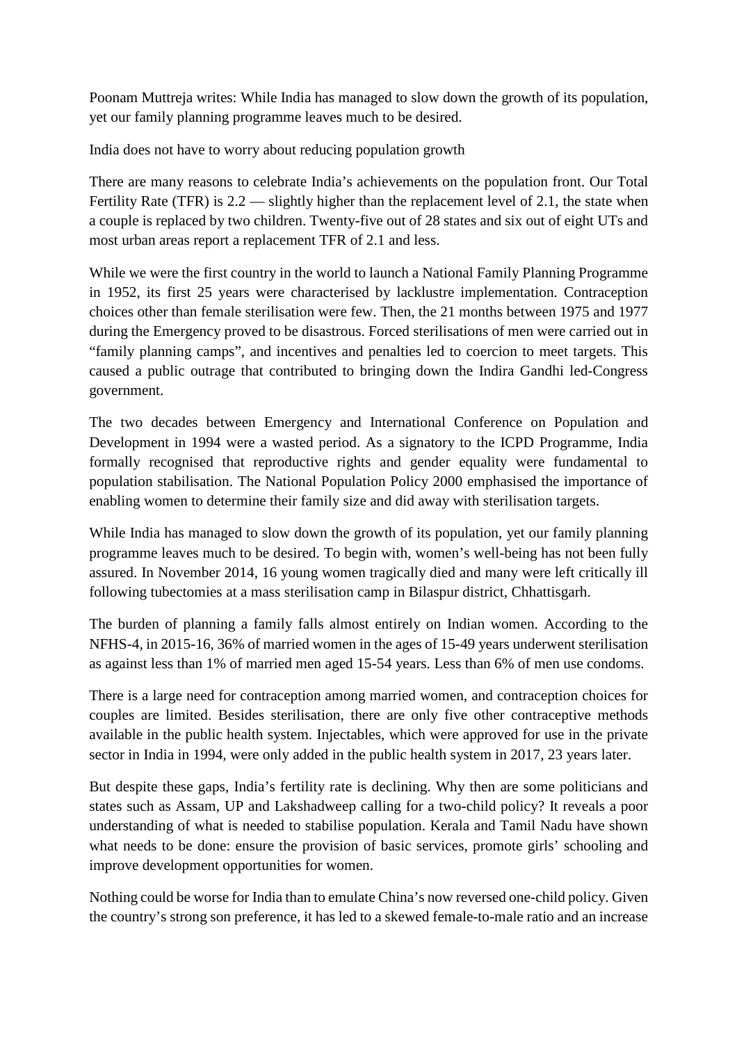Poonam Muttreja writes: While India has managed to slow down the growth of its population, yet our family planning programme leaves much to be desired.

India does not have to worry about reducing population growth

There are many reasons to celebrate India's achievements on the population front. Our Total Fertility Rate (TFR) is 2.2 — slightly higher than the replacement level of 2.1, the state when a couple is replaced by two children. Twenty-five out of 28 states and six out of eight UTs and most urban areas report a replacement TFR of 2.1 and less.

While we were the first country in the world to launch a National Family Planning Programme in 1952, its first 25 years were characterised by lacklustre implementation. Contraception choices other than female sterilisation were few. Then, the 21 months between 1975 and 1977 during the Emergency proved to be disastrous. Forced sterilisations of men were carried out in "family planning camps", and incentives and penalties led to coercion to meet targets. This caused a public outrage that contributed to bringing down the Indira Gandhi led-Congress government.

The two decades between Emergency and International Conference on Population and Development in 1994 were a wasted period. As a signatory to the ICPD Programme, India formally recognised that reproductive rights and gender equality were fundamental to population stabilisation. The National Population Policy 2000 emphasised the importance of enabling women to determine their family size and did away with sterilisation targets.

While India has managed to slow down the growth of its population, yet our family planning programme leaves much to be desired. To begin with, women's well-being has not been fully assured. In November 2014, 16 young women tragically died and many were left critically ill following tubectomies at a mass sterilisation camp in Bilaspur district, Chhattisgarh.

The burden of planning a family falls almost entirely on Indian women. According to the NFHS-4, in 2015-16, 36% of married women in the ages of 15-49 years underwent sterilisation as against less than 1% of married men aged 15-54 years. Less than 6% of men use condoms.

There is a large need for contraception among married women, and contraception choices for couples are limited. Besides sterilisation, there are only five other contraceptive methods available in the public health system. Injectables, which were approved for use in the private sector in India in 1994, were only added in the public health system in 2017, 23 years later.

But despite these gaps, India's fertility rate is declining. Why then are some politicians and states such as Assam, UP and Lakshadweep calling for a two-child policy? It reveals a poor understanding of what is needed to stabilise population. Kerala and Tamil Nadu have shown what needs to be done: ensure the provision of basic services, promote girls' schooling and improve development opportunities for women.

Nothing could be worse for India than to emulate China's now reversed one-child policy. Given the country's strong son preference, it has led to a skewed female-to-male ratio and an increase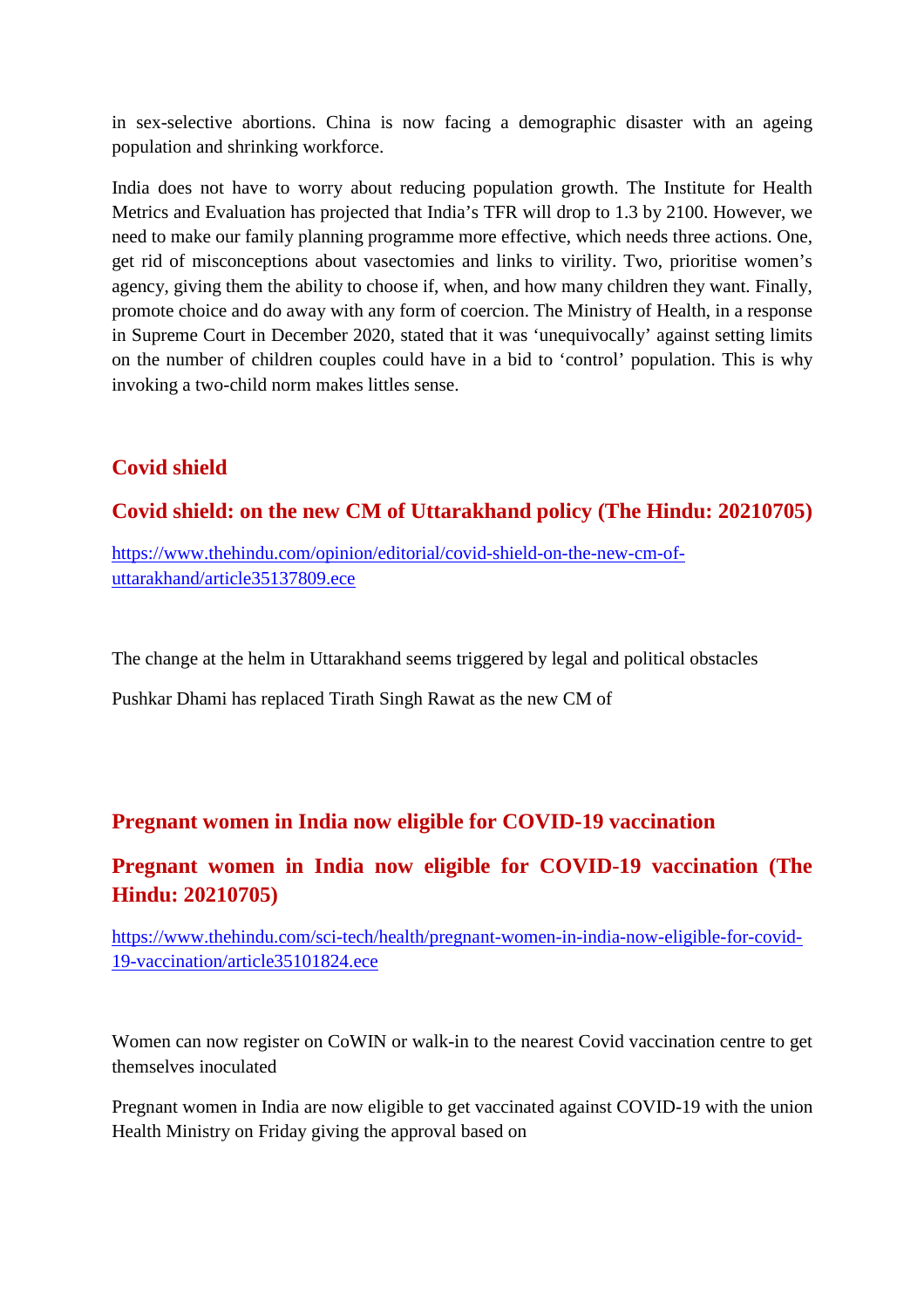in sex-selective abortions. China is now facing a demographic disaster with an ageing population and shrinking workforce.

India does not have to worry about reducing population growth. The Institute for Health Metrics and Evaluation has projected that India's TFR will drop to 1.3 by 2100. However, we need to make our family planning programme more effective, which needs three actions. One, get rid of misconceptions about vasectomies and links to virility. Two, prioritise women's agency, giving them the ability to choose if, when, and how many children they want. Finally, promote choice and do away with any form of coercion. The Ministry of Health, in a response in Supreme Court in December 2020, stated that it was 'unequivocally' against setting limits on the number of children couples could have in a bid to 'control' population. This is why invoking a two-child norm makes littles sense.

## Covid shield

## Covid shield: on the new CM of Uttarakhand policy (The Hindu: 20210705)

https://www.thehindu.com/opinion/editorial/covid-shield-on-the-new-cm-of-uttarakhand/article35137809.ece

The change at the helm in Uttarakhand seems triggered by legal and political obstacles

Pushkar Dhami has replaced Tirath Singh Rawat as the new CM of

## Pregnant women in India now eligible for COVID-19 vaccination

## Pregnant women in India now eligible for COVID-19 vaccination (The Hindu: 20210705)

https://www.thehindu.com/sci-tech/health/pregnant-women-in-india-now-eligible-for-covid-19-vaccination/article35101824.ece

Women can now register on CoWIN or walk-in to the nearest Covid vaccination centre to get themselves inoculated

Pregnant women in India are now eligible to get vaccinated against COVID-19 with the union Health Ministry on Friday giving the approval based on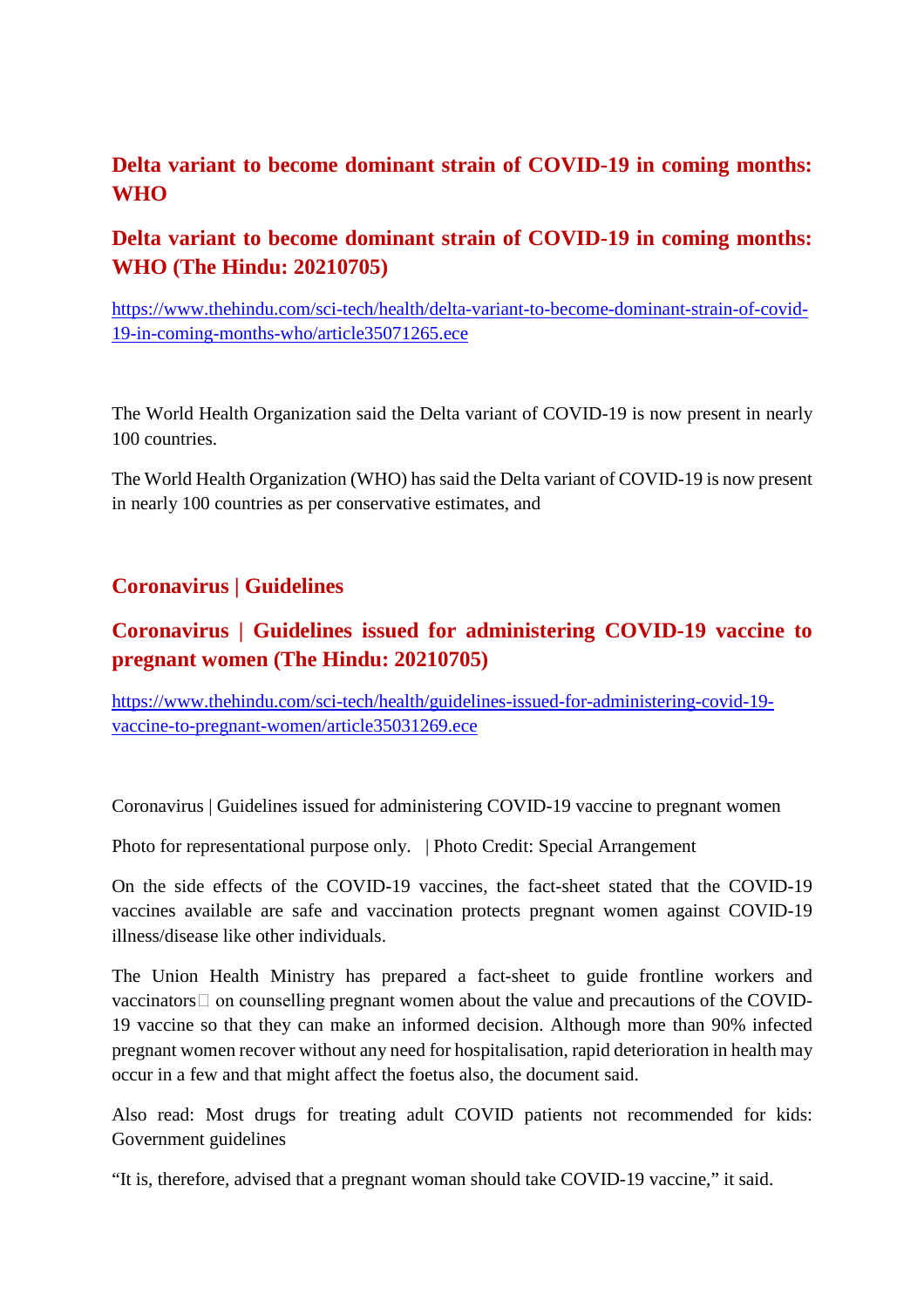## Delta variant to become dominant strain of COVID-19 in coming months: WHO

## Delta variant to become dominant strain of COVID-19 in coming months: WHO (The Hindu: 20210705)

https://www.thehindu.com/sci-tech/health/delta-variant-to-become-dominant-strain-of-covid-19-in-coming-months-who/article35071265.ece

The World Health Organization said the Delta variant of COVID-19 is now present in nearly 100 countries.

The World Health Organization (WHO) has said the Delta variant of COVID-19 is now present in nearly 100 countries as per conservative estimates, and

## Coronavirus | Guidelines

## Coronavirus | Guidelines issued for administering COVID-19 vaccine to pregnant women (The Hindu: 20210705)

https://www.thehindu.com/sci-tech/health/guidelines-issued-for-administering-covid-19-vaccine-to-pregnant-women/article35031269.ece

Coronavirus | Guidelines issued for administering COVID-19 vaccine to pregnant women

Photo for representational purpose only. | Photo Credit: Special Arrangement

On the side effects of the COVID-19 vaccines, the fact-sheet stated that the COVID-19 vaccines available are safe and vaccination protects pregnant women against COVID-19 illness/disease like other individuals.

The Union Health Ministry has prepared a fact-sheet to guide frontline workers and vaccinators on counselling pregnant women about the value and precautions of the COVID-19 vaccine so that they can make an informed decision. Although more than 90% infected pregnant women recover without any need for hospitalisation, rapid deterioration in health may occur in a few and that might affect the foetus also, the document said.

Also read: Most drugs for treating adult COVID patients not recommended for kids: Government guidelines

"It is, therefore, advised that a pregnant woman should take COVID-19 vaccine," it said.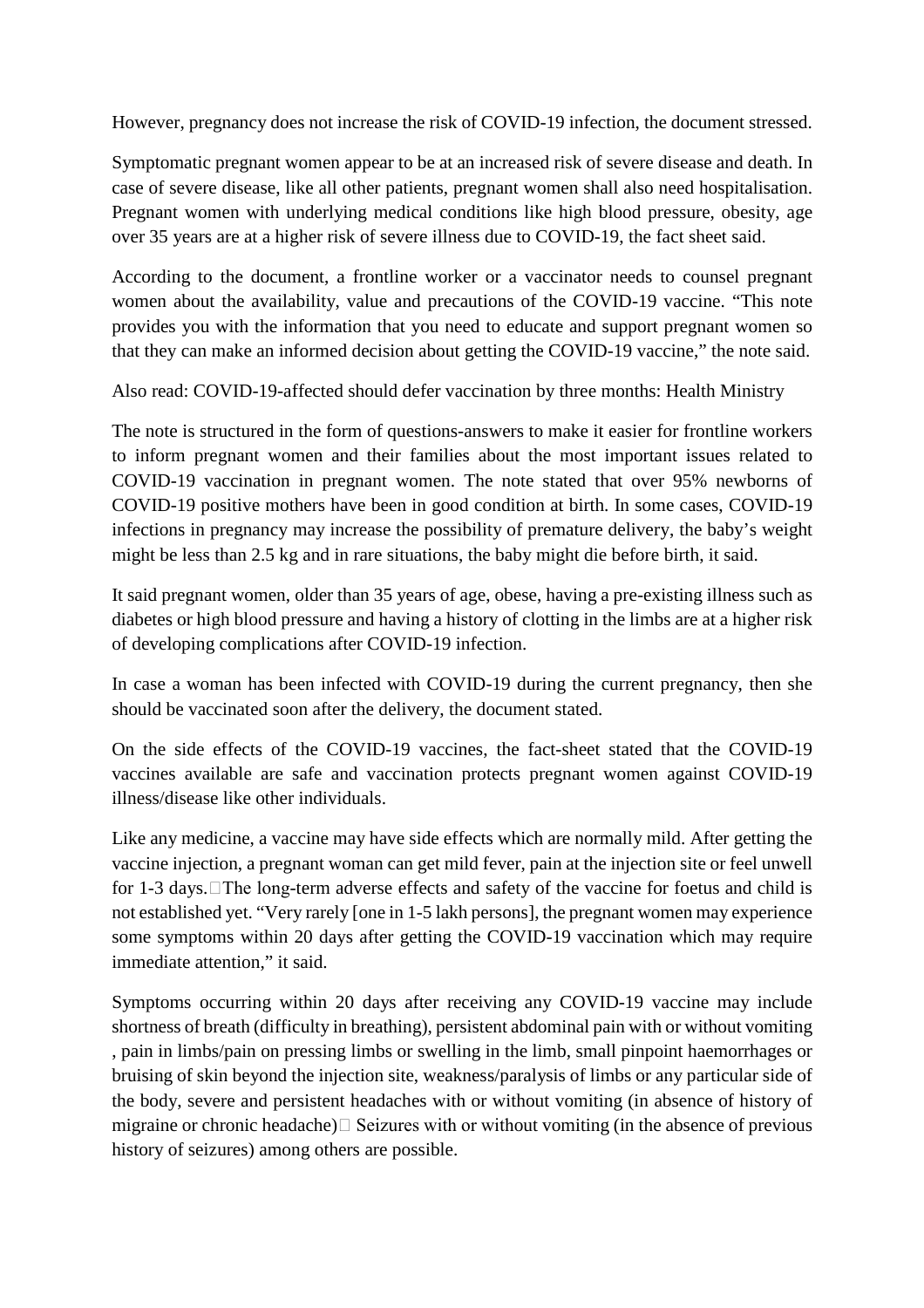However, pregnancy does not increase the risk of COVID-19 infection, the document stressed.

Symptomatic pregnant women appear to be at an increased risk of severe disease and death. In case of severe disease, like all other patients, pregnant women shall also need hospitalisation. Pregnant women with underlying medical conditions like high blood pressure, obesity, age over 35 years are at a higher risk of severe illness due to COVID-19, the fact sheet said.

According to the document, a frontline worker or a vaccinator needs to counsel pregnant women about the availability, value and precautions of the COVID-19 vaccine. "This note provides you with the information that you need to educate and support pregnant women so that they can make an informed decision about getting the COVID-19 vaccine," the note said.

Also read: COVID-19-affected should defer vaccination by three months: Health Ministry

The note is structured in the form of questions-answers to make it easier for frontline workers to inform pregnant women and their families about the most important issues related to COVID-19 vaccination in pregnant women. The note stated that over 95% newborns of COVID-19 positive mothers have been in good condition at birth. In some cases, COVID-19 infections in pregnancy may increase the possibility of premature delivery, the baby's weight might be less than 2.5 kg and in rare situations, the baby might die before birth, it said.

It said pregnant women, older than 35 years of age, obese, having a pre-existing illness such as diabetes or high blood pressure and having a history of clotting in the limbs are at a higher risk of developing complications after COVID-19 infection.

In case a woman has been infected with COVID-19 during the current pregnancy, then she should be vaccinated soon after the delivery, the document stated.

On the side effects of the COVID-19 vaccines, the fact-sheet stated that the COVID-19 vaccines available are safe and vaccination protects pregnant women against COVID-19 illness/disease like other individuals.

Like any medicine, a vaccine may have side effects which are normally mild. After getting the vaccine injection, a pregnant woman can get mild fever, pain at the injection site or feel unwell for 1-3 days. The long-term adverse effects and safety of the vaccine for foetus and child is not established yet. "Very rarely [one in 1-5 lakh persons], the pregnant women may experience some symptoms within 20 days after getting the COVID-19 vaccination which may require immediate attention," it said.

Symptoms occurring within 20 days after receiving any COVID-19 vaccine may include shortness of breath (difficulty in breathing), persistent abdominal pain with or without vomiting , pain in limbs/pain on pressing limbs or swelling in the limb, small pinpoint haemorrhages or bruising of skin beyond the injection site, weakness/paralysis of limbs or any particular side of the body, severe and persistent headaches with or without vomiting (in absence of history of migraine or chronic headache) Seizures with or without vomiting (in the absence of previous history of seizures) among others are possible.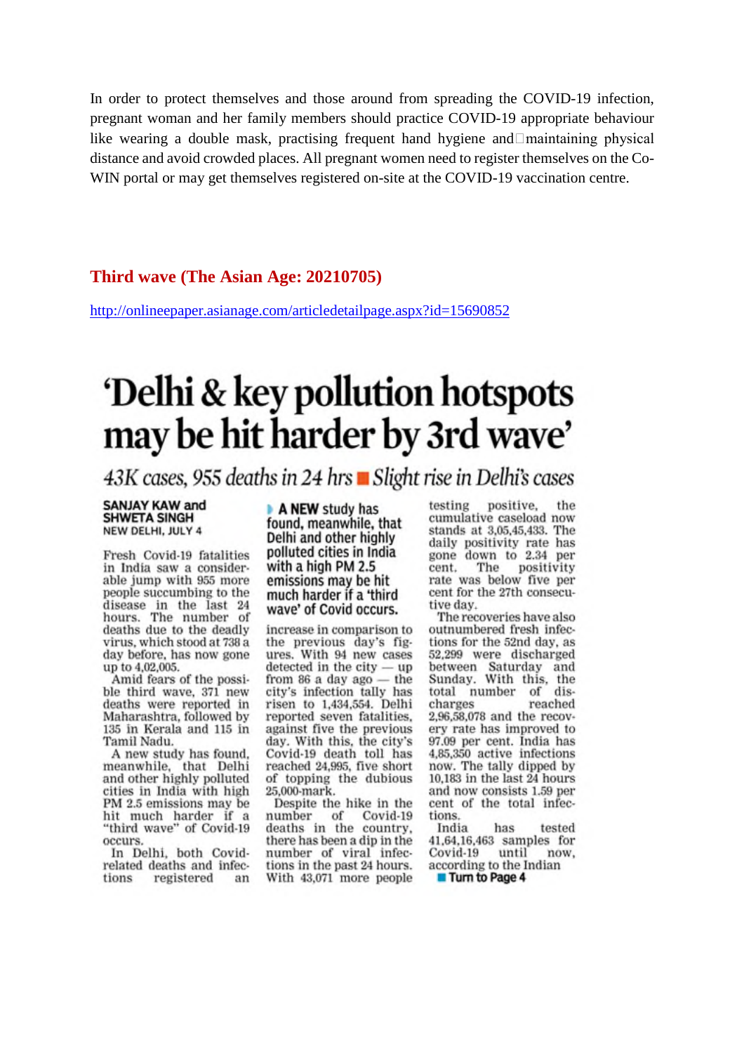In order to protect themselves and those around from spreading the COVID-19 infection, pregnant woman and her family members should practice COVID-19 appropriate behaviour like wearing a double mask, practising frequent hand hygiene and maintaining physical distance and avoid crowded places. All pregnant women need to register themselves on the Co-WIN portal or may get themselves registered on-site at the COVID-19 vaccination centre.

## Third wave (The Asian Age: 20210705)

http://onlineepaper.asianage.com/articledetailpage.aspx?id=15690852

# 'Delhi & key pollution hotspots may be hit harder by 3rd wave'

*43K cases, 955 deaths in 24 hrs ■ Slight rise in Delhi's cases*

**SANJAY KAW and SHWETA SINGH**
NEW DELHI, JULY 4

Fresh Covid-19 fatalities in India saw a considerable jump with 955 more people succumbing to the disease in the last 24 hours. The number of deaths due to the deadly virus, which stood at 738 a day before, has now gone up to 4,02,005.

Amid fears of the possible third wave, 371 new deaths were reported in Maharashtra, followed by 135 in Kerala and 115 in Tamil Nadu.

A new study has found, meanwhile, that Delhi and other highly polluted cities in India with high PM 2.5 emissions may be hit much harder if a "third wave" of Covid-19 occurs.

In Delhi, both Covid-related deaths and infections registered an increase in comparison to the previous day's figures. With 94 new cases detected in the city — up from 86 a day ago — the city's infection tally has risen to 1,434,554. Delhi reported seven fatalities, against five the previous day. With this, the city's Covid-19 death toll has reached 24,995, five short of topping the dubious 25,000-mark.

**A NEW study has found, meanwhile, that Delhi and other highly polluted cities in India with a high PM 2.5 emissions may be hit much harder if a 'third wave' of Covid occurs.**

Despite the hike in the number of Covid-19 deaths in the country, there has been a dip in the number of viral infections in the past 24 hours. With 43,071 more people testing positive, the cumulative caseload now stands at 3,05,45,433. The daily positivity rate has gone down to 2.34 per cent. The positivity rate was below five per cent for the 27th consecutive day.

The recoveries have also outnumbered fresh infections for the 52nd day, as 52,299 were discharged between Saturday and Sunday. With this, the total number of discharges reached 2,96,58,078 and the recovery rate has improved to 97.09 per cent. India has 4,85,350 active infections now. The tally dipped by 10,183 in the last 24 hours and now consists 1.59 per cent of the total infections.

India has tested 41,64,16,463 samples for Covid-19 until now, according to the Indian

■ **Turn to Page 4**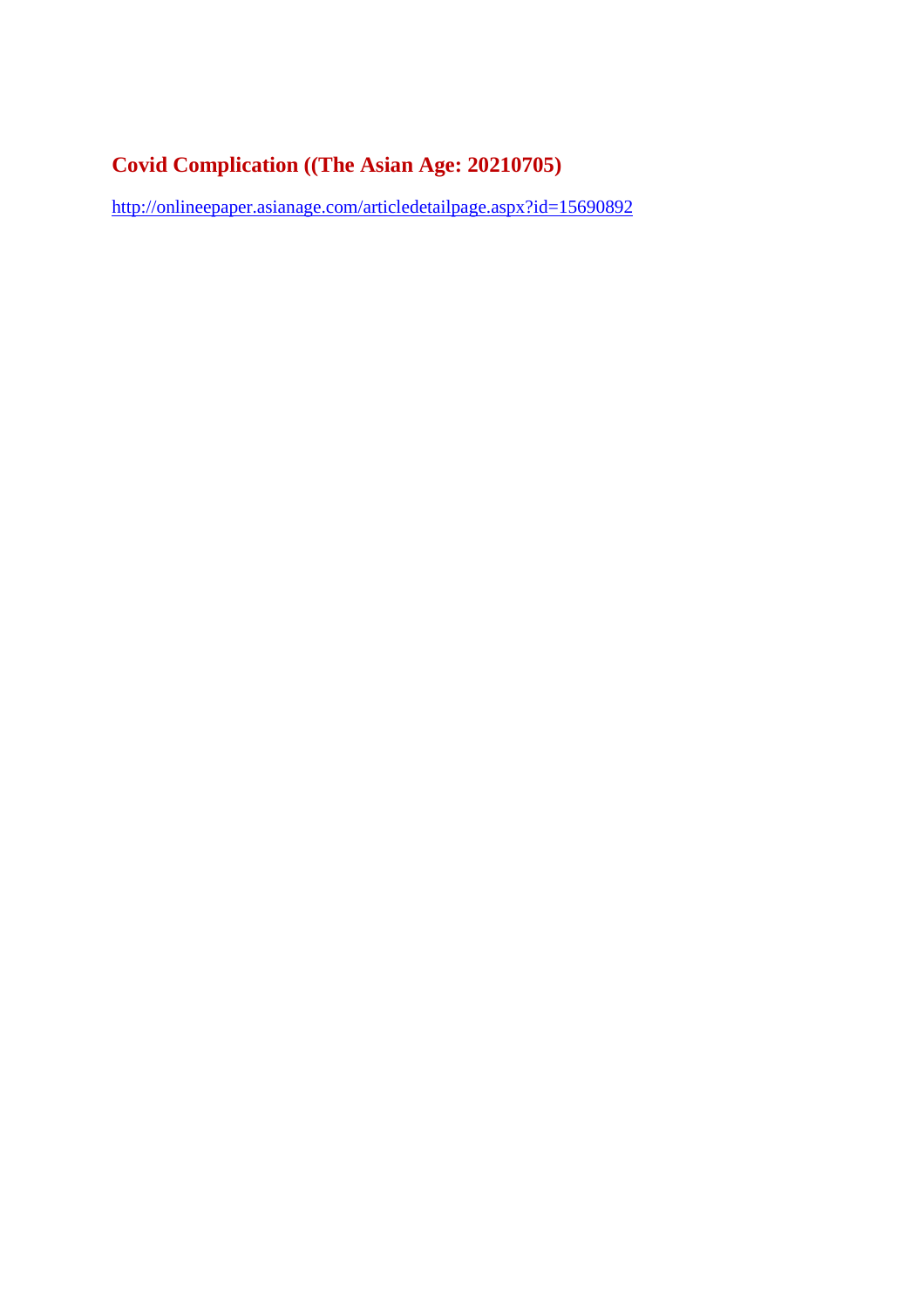**Covid Complication ((The Asian Age: 20210705)**

http://onlineepaper.asianage.com/articledetailpage.aspx?id=15690892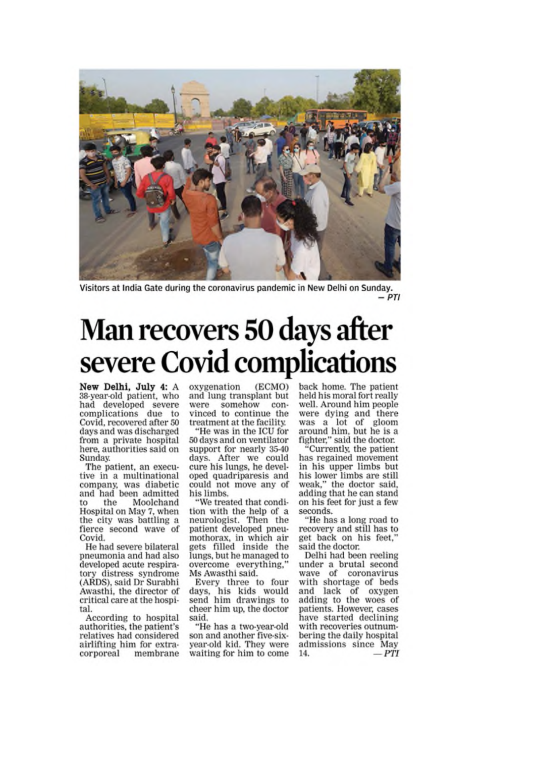Visitors at India Gate during the coronavirus pandemic in New Delhi on Sunday. — PTI

# Man recovers 50 days after severe Covid complications

**New Delhi, July 4:** A 38-year-old patient, who had developed severe complications due to Covid, recovered after 50 days and was discharged from a private hospital here, authorities said on Sunday.

The patient, an executive in a multinational company, was diabetic and had been admitted to the Moolchand Hospital on May 7, when the city was battling a fierce second wave of Covid.

He had severe bilateral pneumonia and had also developed acute respiratory distress syndrome (ARDS), said Dr Surabhi Awasthi, the director of critical care at the hospital.

According to hospital authorities, the patient's relatives had considered airlifting him for extracorporeal membrane oxygenation (ECMO) and lung transplant but were somehow convinced to continue the treatment at the facility.

"He was in the ICU for 50 days and on ventilator support for nearly 35-40 days. After we could cure his lungs, he developed quadriparesis and could not move any of his limbs.

"We treated that condition with the help of a neurologist. Then the patient developed pneumothorax, in which air gets filled inside the lungs, but he managed to overcome everything," Ms Awasthi said.

Every three to four days, his kids would send him drawings to cheer him up, the doctor said.

"He has a two-year-old son and another five-six-year-old kid. They were waiting for him to come back home. The patient held his moral fort really well. Around him people were dying and there was a lot of gloom around him, but he is a fighter," said the doctor.

"Currently, the patient has regained movement in his upper limbs but his lower limbs are still weak," the doctor said, adding that he can stand on his feet for just a few seconds.

"He has a long road to recovery and still has to get back on his feet," said the doctor.

Delhi had been reeling under a brutal second wave of coronavirus with shortage of beds and lack of oxygen adding to the woes of patients. However, cases have started declining with recoveries outnumbering the daily hospital admissions since May 14. — PTI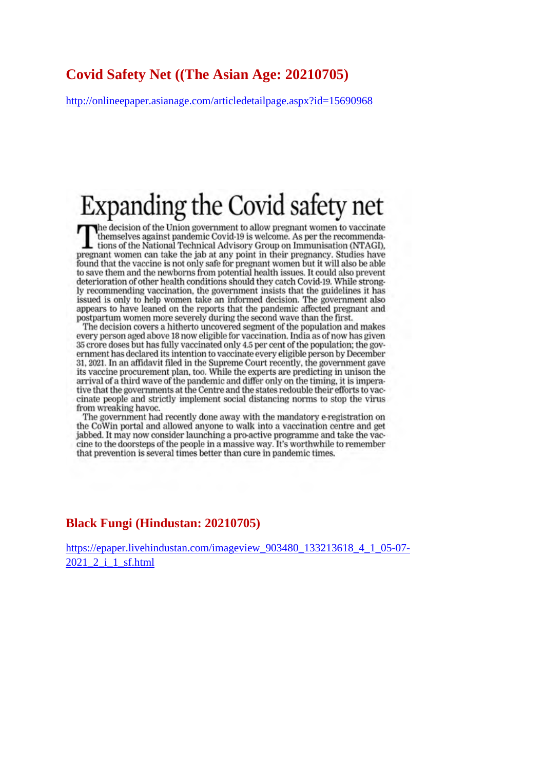## Covid Safety Net ((The Asian Age: 20210705)

http://onlineepaper.asianage.com/articledetailpage.aspx?id=15690968

# Expanding the Covid safety net

The decision of the Union government to allow pregnant women to vaccinate themselves against pandemic Covid-19 is welcome. As per the recommendations of the National Technical Advisory Group on Immunisation (NTAGI), pregnant women can take the jab at any point in their pregnancy. Studies have found that the vaccine is not only safe for pregnant women but it will also be able to save them and the newborns from potential health issues. It could also prevent deterioration of other health conditions should they catch Covid-19. While strongly recommending vaccination, the government insists that the guidelines it has issued is only to help women take an informed decision. The government also appears to have leaned on the reports that the pandemic affected pregnant and postpartum women more severely during the second wave than the first.

The decision covers a hitherto uncovered segment of the population and makes every person aged above 18 now eligible for vaccination. India as of now has given 35 crore doses but has fully vaccinated only 4.5 per cent of the population; the government has declared its intention to vaccinate every eligible person by December 31, 2021. In an affidavit filed in the Supreme Court recently, the government gave its vaccine procurement plan, too. While the experts are predicting in unison the arrival of a third wave of the pandemic and differ only on the timing, it is imperative that the governments at the Centre and the states redouble their efforts to vaccinate people and strictly implement social distancing norms to stop the virus from wreaking havoc.

The government had recently done away with the mandatory e-registration on the CoWin portal and allowed anyone to walk into a vaccination centre and get jabbed. It may now consider launching a pro-active programme and take the vaccine to the doorsteps of the people in a massive way. It's worthwhile to remember that prevention is several times better than cure in pandemic times.

## Black Fungi (Hindustan: 20210705)

https://epaper.livehindustan.com/imageview_903480_133213618_4_1_05-07-2021_2_i_1_sf.html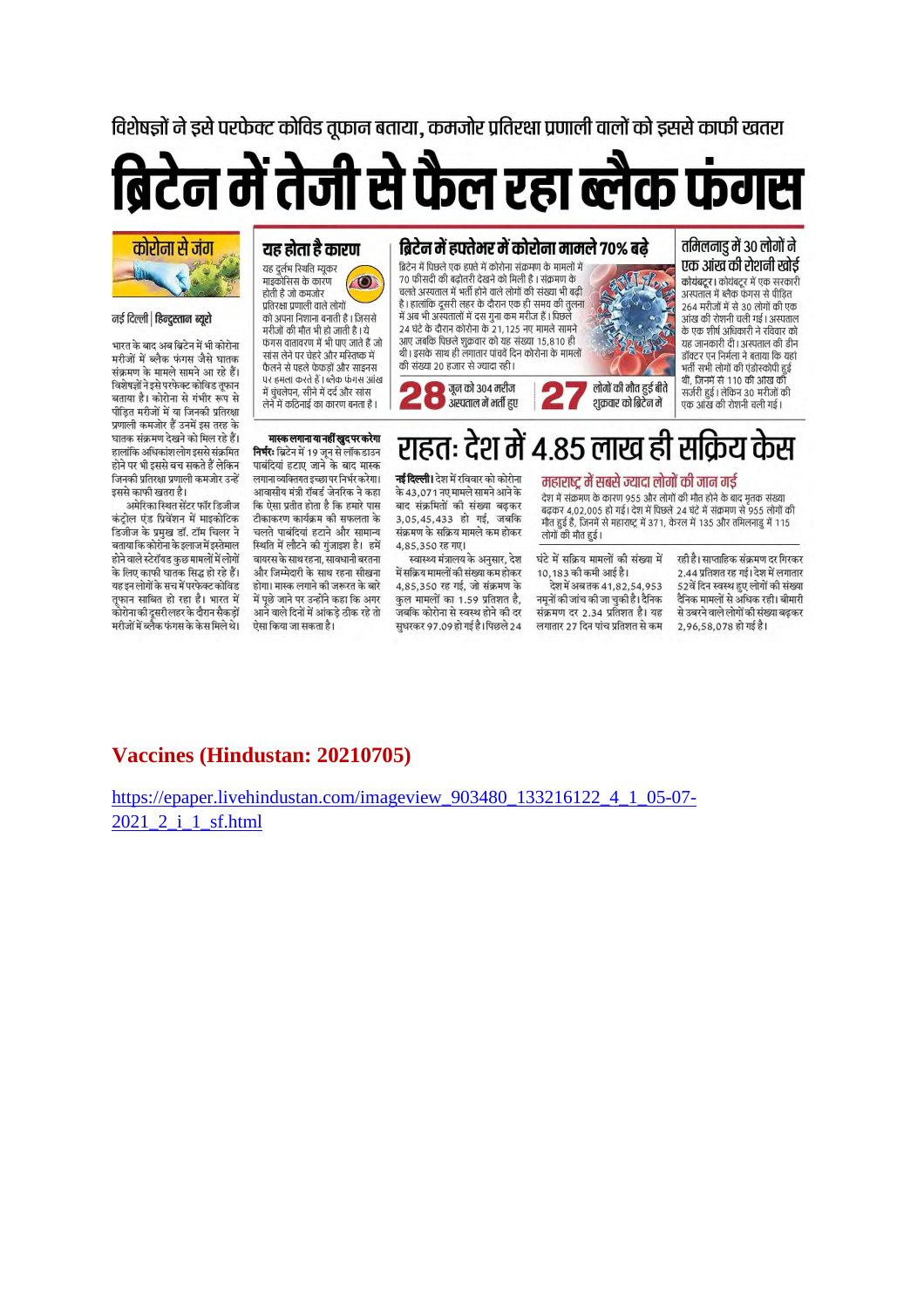विशेषज्ञों ने इसे परफेक्ट कोविड तूफान बताया, कमजोर प्रतिरक्षा प्रणाली वालों को इससे काफी खतरा

# ब्रिटेन में तेजी से फैल रहा ब्लैक फंगस

**कोरोना से जंग**

नई दिल्ली | हिन्दुस्तान ब्यूरो

भारत के बाद अब ब्रिटेन में भी कोरोना मरीजों में ब्लैक फंगस जैसे घातक संक्रमण के मामले सामने आ रहे हैं। विशेषज्ञों ने इसे परफेक्ट कोविड तूफान बताया है। कोरोना से गंभीर रूप से पीड़ित मरीजों में या जिनकी प्रतिरक्षा प्रणाली कमजोर हैं उनमें इस तरह के घातक संक्रमण देखने को मिल रहे हैं। हालांकि अधिकांश लोग इससे संक्रमित होने पर भी इससे बच सकते हैं लेकिन जिनकी प्रतिरक्षा प्रणाली कमजोर उन्हें इससे काफी खतरा है।

अमेरिका स्थित सेंटर फॉर डिजीज कंट्रोल एंड प्रिवेंशन में माइकोटिक डिजीज के प्रमुख डॉ. टॉम चिलर ने बताया कि कोरोना के इलाज में इस्तेमाल होने वाले स्टेरॉयड कुछ मामलों में लोगों के लिए काफी घातक सिद्ध हो रहे हैं। यह इन लोगों के सच में परफेक्ट कोविड तूफान साबित हो रहा है। भारत में कोरोना की दूसरी लहर के दौरान सैकड़ों मरीजों में ब्लैक फंगस के केस मिले थे।

### यह होता है कारण

यह दुर्लभ स्थिति म्यूकर माइकोसिस के कारण होती है जो कमजोर प्रतिरक्षा प्रणाली वाले लोगों को अपना निशाना बनाती है। जिससे मरीजों की मौत भी हो जाती है। ये फंगस वातावरण में भी पाए जाते हैं जो सांस लेने पर चेहरे और मस्तिष्क में फैलने से पहले फेफड़ों और साइनस पर हमला करते हैं। ब्लैक फंगस आंख में धुंधलेपन, सीने में दर्द और सांस लेने में कठिनाई का कारण बनता है।

**मास्क लगाना या नहीं खुद पर करेगा निर्भर:** ब्रिटेन में 19 जून से लॉकडाउन पाबंदियां हटाए जाने के बाद मास्क लगाना व्यक्तिगत इच्छा पर निर्भर करेगा। आवासीय मंत्री रॉबर्ट जेनरिक ने कहा कि ऐसा प्रतीत होता है कि हमारे पास टीकाकरण कार्यक्रम की सफलता के चलते पाबंदियां हटाने और सामान्य स्थिति में लौटने की गुंजाइश है। हमें वायरस के साथ रहना, सावधानी बरतना और जिम्मेदारी के साथ रहना सीखना होगा। मास्क लगाने की जरूरत के बारे में पूछे जाने पर उन्होंने कहा कि अगर आने वाले दिनों में आंकड़े ठीक रहे तो ऐसा किया जा सकता है।

### ब्रिटेन में हफ्तेभर में कोरोना मामले 70% बढ़े

ब्रिटेन में पिछले एक हफ्ते में कोरोना संक्रमण के मामलों में 70 फीसदी की बढ़ोतरी देखने को मिली है। संक्रमण के चलते अस्पताल में भर्ती होने वाले लोगों की संख्या भी बढ़ी है। हालांकि दूसरी लहर के दौरान एक ही समय की तुलना में अब भी अस्पतालों में दस गुना कम मरीज हैं। पिछले 24 घंटे के दौरान कोरोना के 21,125 नए मामले सामने आए जबकि पिछले शुक्रवार को यह संख्या 15,810 ही थी। इसके साथ ही लगातार पांचवें दिन कोरोना के मामलों की संख्या 20 हजार से ज्यादा रही।

**28** जून को 304 मरीज अस्पताल में भर्ती हुए

**27** लोगों की मौत हुई बीते शुक्रवार को ब्रिटेन में

### तमिलनाडु में 30 लोगों ने एक आंख की रोशनी खोई

**कोयंबटूर।** कोयंबटूर में एक सरकारी अस्पताल में ब्लैक फंगस से पीड़ित 264 मरीजों में से 30 लोगों की एक आंख की रोशनी चली गई। अस्पताल के एक शीर्ष अधिकारी ने रविवार को यह जानकारी दी। अस्पताल की डीन डॉक्टर एन निर्मला ने बताया कि यहां भर्ती सभी लोगों की एंडोस्कोपी हुई थी, जिनमें से 110 की आंख की सर्जरी हुई। लेकिन 30 मरीजों की एक आंख की रोशनी चली गई।

## राहत: देश में 4.85 लाख ही सक्रिय केस

**नई दिल्ली।** देश में रविवार को कोरोना के 43,071 नए मामले सामने आने के बाद संक्रमितों की संख्या बढ़कर 3,05,45,433 हो गई, जबकि संक्रमण के सक्रिय मामले कम होकर 4,85,350 रह गए।

स्वास्थ्य मंत्रालय के अनुसार, देश में सक्रिय मामलों की संख्या कम होकर 4,85,350 रह गई, जो संक्रमण के कुल मामलों का 1.59 प्रतिशत है, जबकि कोरोना से स्वस्थ होने की दर सुधरकर 97.09 हो गई है। पिछले 24 घंटे में सक्रिय मामलों की संख्या में 10,183 की कमी आई है।

देश में अब तक 41,82,54,953 नमूनों की जांच की जा चुकी है। दैनिक संक्रमण दर 2.34 प्रतिशत है। यह लगातार 27 दिन पांच प्रतिशत से कम रही है। साप्ताहिक संक्रमण दर गिरकर 2.44 प्रतिशत रह गई। देश में लगातार 52वें दिन स्वस्थ हुए लोगों की संख्या दैनिक मामलों से अधिक रही। बीमारी से उबरने वाले लोगों की संख्या बढ़कर 2,96,58,078 हो गई है।

### महाराष्ट्र में सबसे ज्यादा लोगों की जान गई

देश में संक्रमण के कारण 955 और लोगों की मौत होने के बाद मृतक संख्या बढ़कर 4,02,005 हो गई। देश में पिछले 24 घंटे में संक्रमण से 955 लोगों की मौत हुई है, जिनमें से महाराष्ट्र में 371, केरल में 135 और तमिलनाडु में 115 लोगों की मौत हुई।

**Vaccines (Hindustan: 20210705)**

https://epaper.livehindustan.com/imageview_903480_133216122_4_1_05-07-2021_2_i_1_sf.html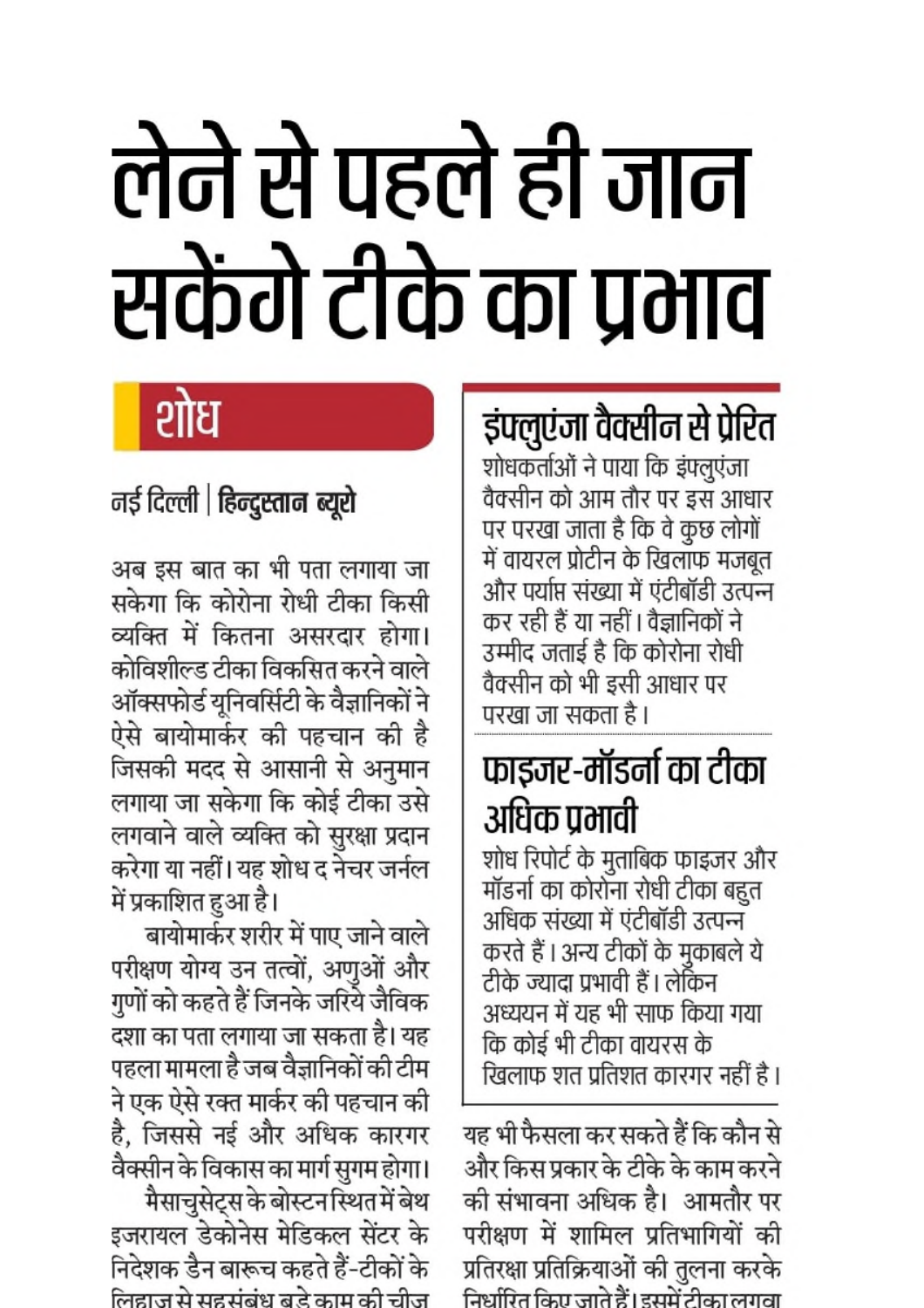# लेने से पहले ही जान सकेंगे टीके का प्रभाव

## शोध

**नई दिल्ली | हिन्दुस्तान ब्यूरो**

अब इस बात का भी पता लगाया जा सकेगा कि कोरोना रोधी टीका किसी व्यक्ति में कितना असरदार होगा। कोविशील्ड टीका विकसित करने वाले ऑक्सफोर्ड यूनिवर्सिटी के वैज्ञानिकों ने ऐसे बायोमार्कर की पहचान की है जिसकी मदद से आसानी से अनुमान लगाया जा सकेगा कि कोई टीका उसे लगवाने वाले व्यक्ति को सुरक्षा प्रदान करेगा या नहीं। यह शोध द नेचर जर्नल में प्रकाशित हुआ है।

बायोमार्कर शरीर में पाए जाने वाले परीक्षण योग्य उन तत्वों, अणुओं और गुणों को कहते हैं जिनके जरिये जैविक दशा का पता लगाया जा सकता है। यह पहला मामला है जब वैज्ञानिकों की टीम ने एक ऐसे रक्त मार्कर की पहचान की है, जिससे नई और अधिक कारगर वैक्सीन के विकास का मार्ग सुगम होगा।

मैसाचुसेट्स के बोस्टन स्थित में बेथ इजरायल डेकोनेस मेडिकल सेंटर के निदेशक डैन बारूच कहते हैं-टीकों के लिहाज से सहसंबंध बड़े काम की चीज

### इंफ्लुएंजा वैक्सीन से प्रेरित

शोधकर्ताओं ने पाया कि इंफ्लुएंजा वैक्सीन को आम तौर पर इस आधार पर परखा जाता है कि वे कुछ लोगों में वायरल प्रोटीन के खिलाफ मजबूत और पर्याप्त संख्या में एंटीबॉडी उत्पन्न कर रही हैं या नहीं। वैज्ञानिकों ने उम्मीद जताई है कि कोरोना रोधी वैक्सीन को भी इसी आधार पर परखा जा सकता है।

### फाइजर-मॉडर्ना का टीका अधिक प्रभावी

शोध रिपोर्ट के मुताबिक फाइजर और मॉडर्ना का कोरोना रोधी टीका बहुत अधिक संख्या में एंटीबॉडी उत्पन्न करते हैं। अन्य टीकों के मुकाबले ये टीके ज्यादा प्रभावी हैं। लेकिन अध्ययन में यह भी साफ किया गया कि कोई भी टीका वायरस के खिलाफ शत प्रतिशत कारगर नहीं है।

यह भी फैसला कर सकते हैं कि कौन से और किस प्रकार के टीके के काम करने की संभावना अधिक है। आमतौर पर परीक्षण में शामिल प्रतिभागियों की प्रतिरक्षा प्रतिक्रियाओं की तुलना करके निर्धारित किए जाते हैं। इसमें टीका लगवा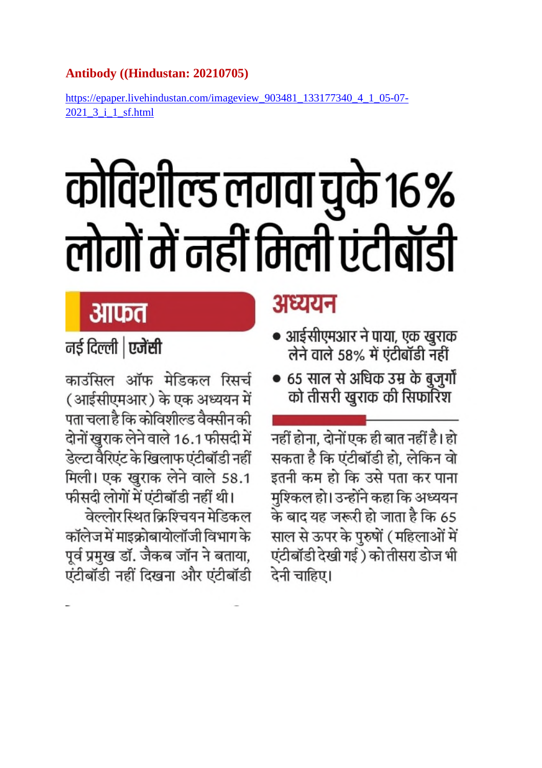**Antibody ((Hindustan: 20210705)**

https://epaper.livehindustan.com/imageview_903481_133177340_4_1_05-07-2021_3_i_1_sf.html

# कोविशील्ड लगवा चुके 16% लोगों में नहीं मिली एंटीबॉडी

## आफत

नई दिल्ली | एजेंसी

काउंसिल ऑफ मेडिकल रिसर्च (आईसीएमआर) के एक अध्ययन में पता चला है कि कोविशील्ड वैक्सीन की दोनों खुराक लेने वाले 16.1 फीसदी में डेल्टा वैरिएंट के खिलाफ एंटीबॉडी नहीं मिली। एक खुराक लेने वाले 58.1 फीसदी लोगों में एंटीबॉडी नहीं थी।

वेल्लोर स्थित क्रिश्चियन मेडिकल कॉलेज में माइक्रोबायोलॉजी विभाग के पूर्व प्रमुख डॉ. जैकब जॉन ने बताया, एंटीबॉडी नहीं दिखना और एंटीबॉडी नहीं होना, दोनों एक ही बात नहीं है। हो सकता है कि एंटीबॉडी हो, लेकिन वो इतनी कम हो कि उसे पता कर पाना मुश्किल हो। उन्होंने कहा कि अध्ययन के बाद यह जरूरी हो जाता है कि 65 साल से ऊपर के पुरुषों (महिलाओं में एंटीबॉडी देखी गई) को तीसरा डोज भी देनी चाहिए।

## अध्ययन

- आईसीएमआर ने पाया, एक खुराक लेने वाले 58% में एंटीबॉडी नहीं
- 65 साल से अधिक उम्र के बुजुर्गों को तीसरी खुराक की सिफारिश